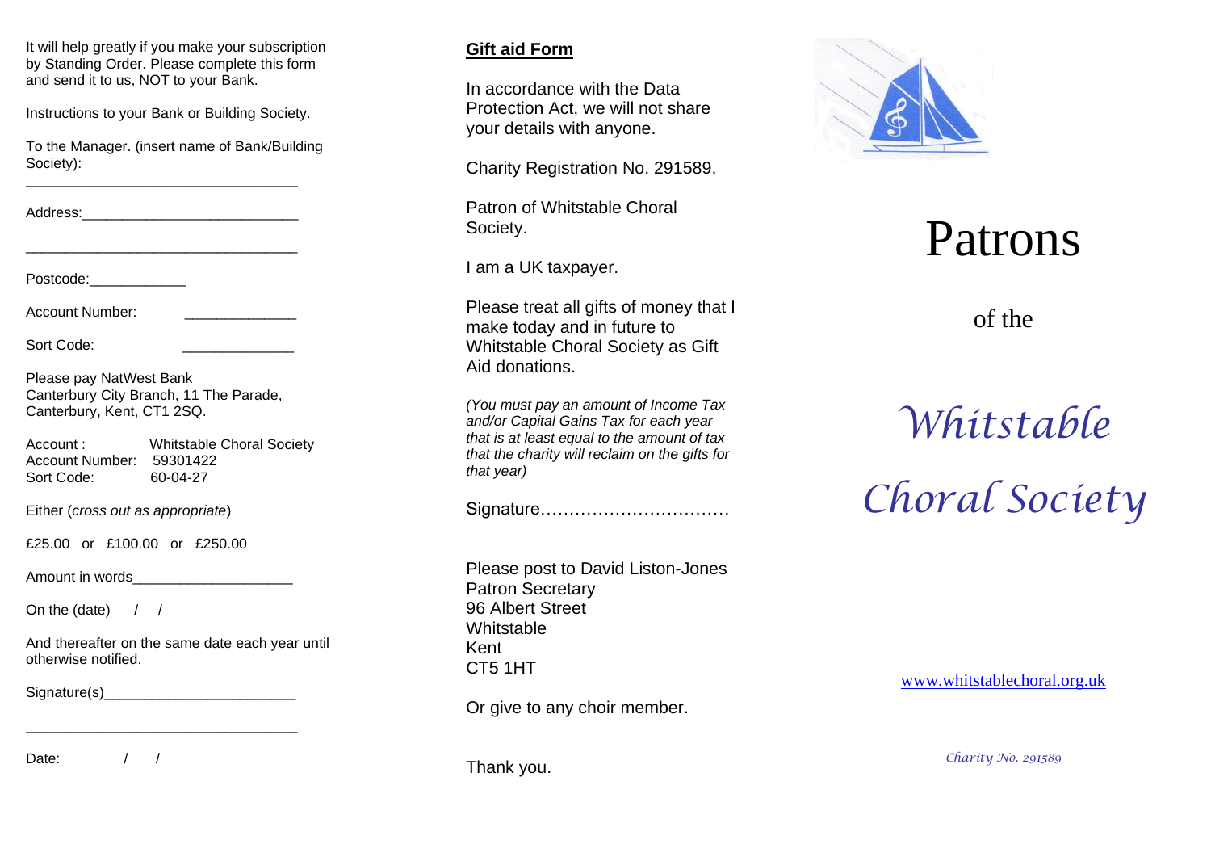It will help greatly if you make your subscription by Standing Order. Please complete this form and send it to us, NOT to your Bank.

Instructions to your Bank or Building Society.

To the Manager. (insert name of Bank/Building Society):

___________________________________

Address:___________________________

___________________________________

Postcode:____________

Account Number: ______________

Sort Code: ______________

Please pay NatWest Bank
Canterbury City Branch, 11 The Parade, Canterbury, Kent, CT1 2SQ.

Account : Whitstable Choral Society
Account Number: 59301422
Sort Code: 60-04-27

Either (*cross out as appropriate*)

£25.00 or £100.00 or £250.00

Amount in words____________________

On the (date) / /

And thereafter on the same date each year until otherwise notified.

Signature(s)________________________

___________________________________

Date: / /

## Gift aid Form

In accordance with the Data Protection Act, we will not share your details with anyone.

Charity Registration No. 291589.

Patron of Whitstable Choral Society.

I am a UK taxpayer.

Please treat all gifts of money that I make today and in future to Whitstable Choral Society as Gift Aid donations.

*(You must pay an amount of Income Tax and/or Capital Gains Tax for each year that is at least equal to the amount of tax that the charity will reclaim on the gifts for that year)*

Signature……………………………

Please post to David Liston-Jones
Patron Secretary
96 Albert Street
Whitstable
Kent
CT5 1HT

Or give to any choir member.

Thank you.

# Patrons

of the

# *Whitstable Choral Society*

www.whitstablechoral.org.uk

*Charity No. 291589*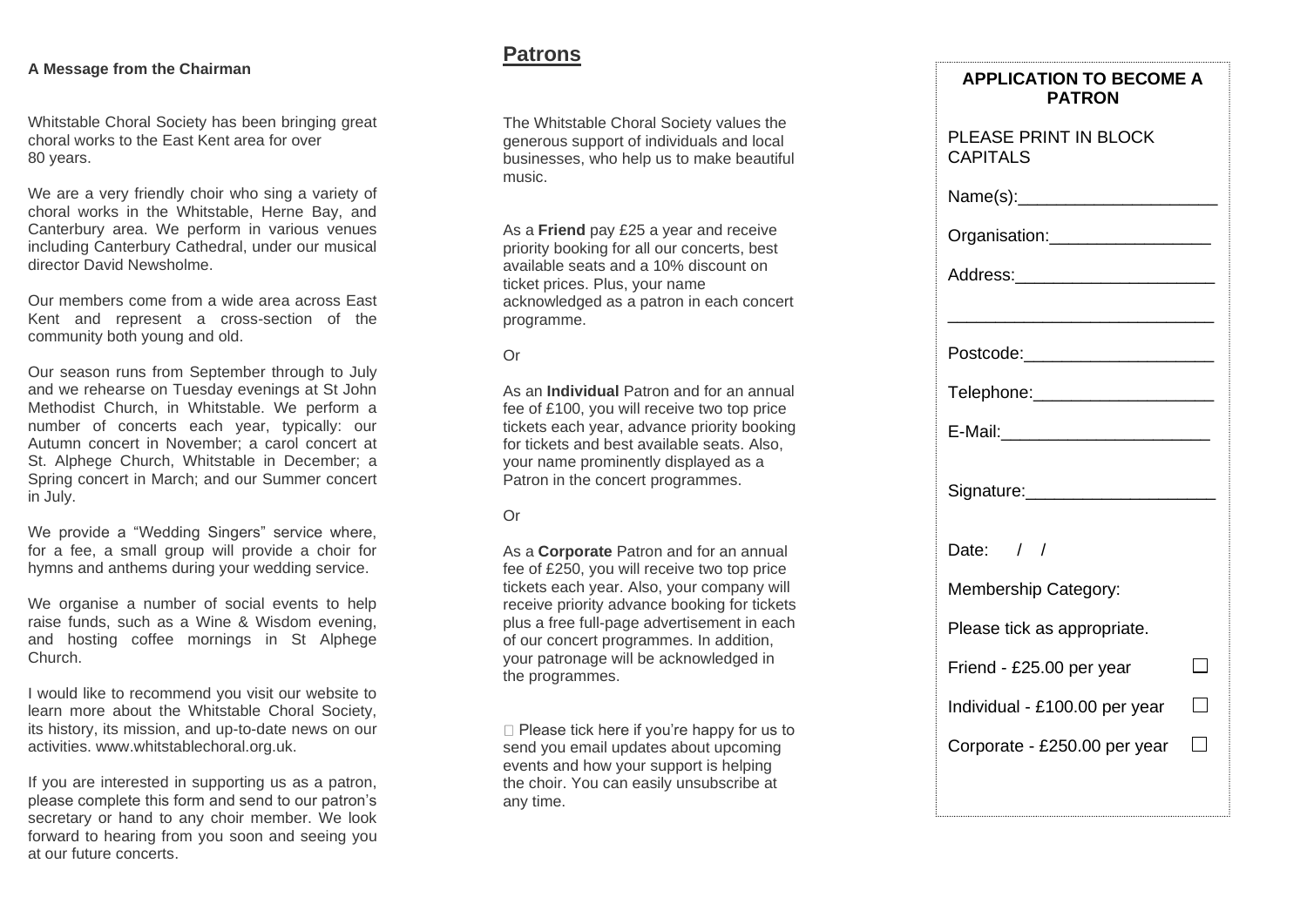**A Message from the Chairman**

Whitstable Choral Society has been bringing great choral works to the East Kent area for over 80 years.

We are a very friendly choir who sing a variety of choral works in the Whitstable, Herne Bay, and Canterbury area. We perform in various venues including Canterbury Cathedral, under our musical director David Newsholme.

Our members come from a wide area across East Kent and represent a cross-section of the community both young and old.

Our season runs from September through to July and we rehearse on Tuesday evenings at St John Methodist Church, in Whitstable. We perform a number of concerts each year, typically: our Autumn concert in November; a carol concert at St. Alphege Church, Whitstable in December; a Spring concert in March; and our Summer concert in July.

We provide a "Wedding Singers" service where, for a fee, a small group will provide a choir for hymns and anthems during your wedding service.

We organise a number of social events to help raise funds, such as a Wine & Wisdom evening, and hosting coffee mornings in St Alphege Church.

I would like to recommend you visit our website to learn more about the Whitstable Choral Society, its history, its mission, and up-to-date news on our activities. www.whitstablechoral.org.uk.

If you are interested in supporting us as a patron, please complete this form and send to our patron's secretary or hand to any choir member. We look forward to hearing from you soon and seeing you at our future concerts.

## Patrons

The Whitstable Choral Society values the generous support of individuals and local businesses, who help us to make beautiful music.

As a **Friend** pay £25 a year and receive priority booking for all our concerts, best available seats and a 10% discount on ticket prices. Plus, your name acknowledged as a patron in each concert programme.

Or

As an **Individual** Patron and for an annual fee of £100, you will receive two top price tickets each year, advance priority booking for tickets and best available seats. Also, your name prominently displayed as a Patron in the concert programmes.

Or

As a **Corporate** Patron and for an annual fee of £250, you will receive two top price tickets each year. Also, your company will receive priority advance booking for tickets plus a free full-page advertisement in each of our concert programmes. In addition, your patronage will be acknowledged in the programmes.

☐ Please tick here if you're happy for us to send you email updates about upcoming events and how your support is helping the choir. You can easily unsubscribe at any time.

**APPLICATION TO BECOME A PATRON**

PLEASE PRINT IN BLOCK CAPITALS

Name(s):_____________________

Organisation:_________________

Address:_____________________

_____________________________

Postcode:____________________

Telephone:___________________

E-Mail:______________________

Signature:____________________

Date: / /

Membership Category:

Please tick as appropriate.

Friend - £25.00 per year ☐

Individual - £100.00 per year ☐

Corporate - £250.00 per year ☐